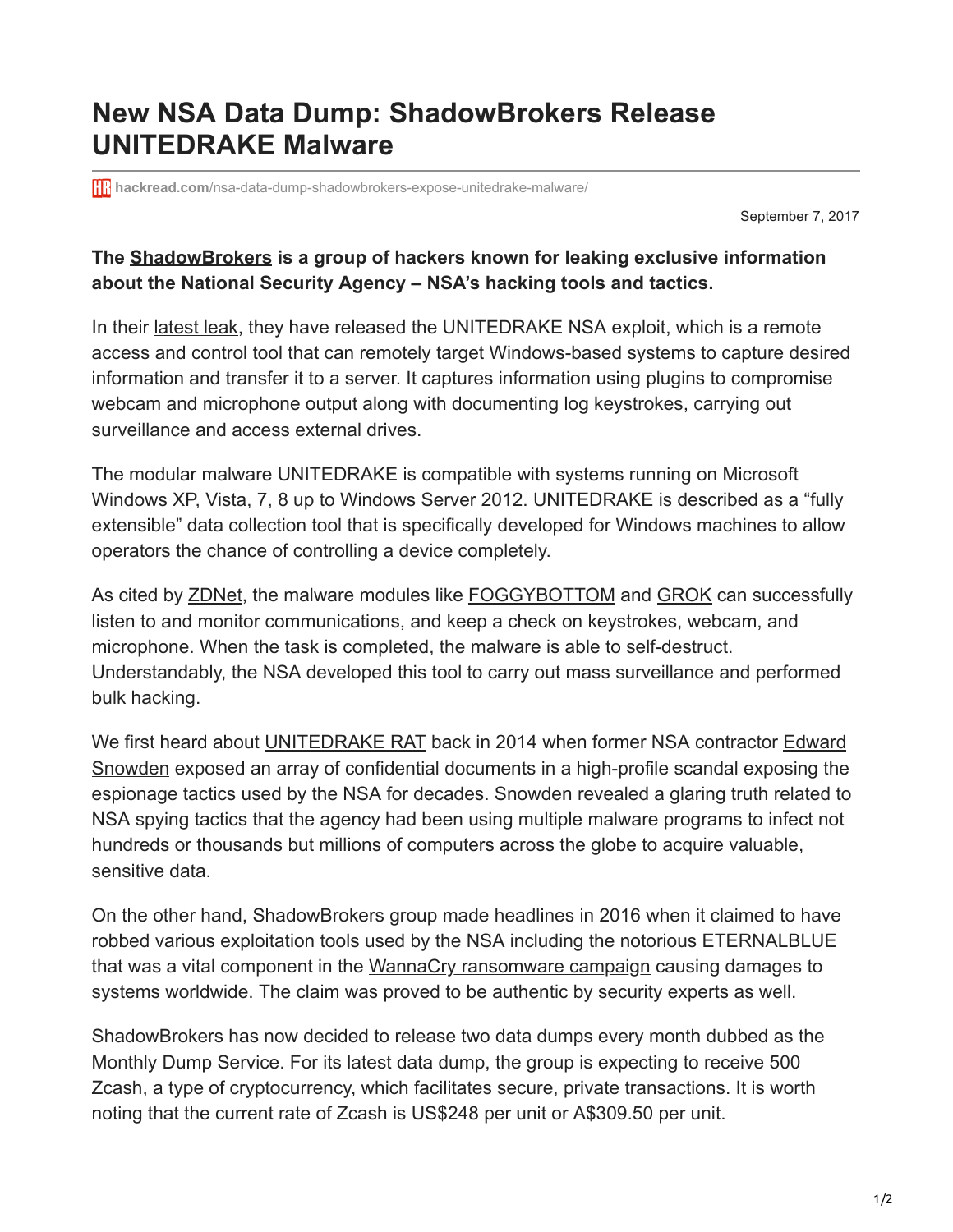# New NSA Data Dump: ShadowBrokers Release UNITEDRAKE Malware

hackread.com/nsa-data-dump-shadowbrokers-expose-unitedrake-malware/

September 7, 2017

**The ShadowBrokers is a group of hackers known for leaking exclusive information about the National Security Agency – NSA's hacking tools and tactics.**

In their latest leak, they have released the UNITEDRAKE NSA exploit, which is a remote access and control tool that can remotely target Windows-based systems to capture desired information and transfer it to a server. It captures information using plugins to compromise webcam and microphone output along with documenting log keystrokes, carrying out surveillance and access external drives.

The modular malware UNITEDRAKE is compatible with systems running on Microsoft Windows XP, Vista, 7, 8 up to Windows Server 2012. UNITEDRAKE is described as a "fully extensible" data collection tool that is specifically developed for Windows machines to allow operators the chance of controlling a device completely.

As cited by ZDNet, the malware modules like FOGGYBOTTOM and GROK can successfully listen to and monitor communications, and keep a check on keystrokes, webcam, and microphone. When the task is completed, the malware is able to self-destruct. Understandably, the NSA developed this tool to carry out mass surveillance and performed bulk hacking.

We first heard about UNITEDRAKE RAT back in 2014 when former NSA contractor Edward Snowden exposed an array of confidential documents in a high-profile scandal exposing the espionage tactics used by the NSA for decades. Snowden revealed a glaring truth related to NSA spying tactics that the agency had been using multiple malware programs to infect not hundreds or thousands but millions of computers across the globe to acquire valuable, sensitive data.

On the other hand, ShadowBrokers group made headlines in 2016 when it claimed to have robbed various exploitation tools used by the NSA including the notorious ETERNALBLUE that was a vital component in the WannaCry ransomware campaign causing damages to systems worldwide. The claim was proved to be authentic by security experts as well.

ShadowBrokers has now decided to release two data dumps every month dubbed as the Monthly Dump Service. For its latest data dump, the group is expecting to receive 500 Zcash, a type of cryptocurrency, which facilitates secure, private transactions. It is worth noting that the current rate of Zcash is US$248 per unit or A$309.50 per unit.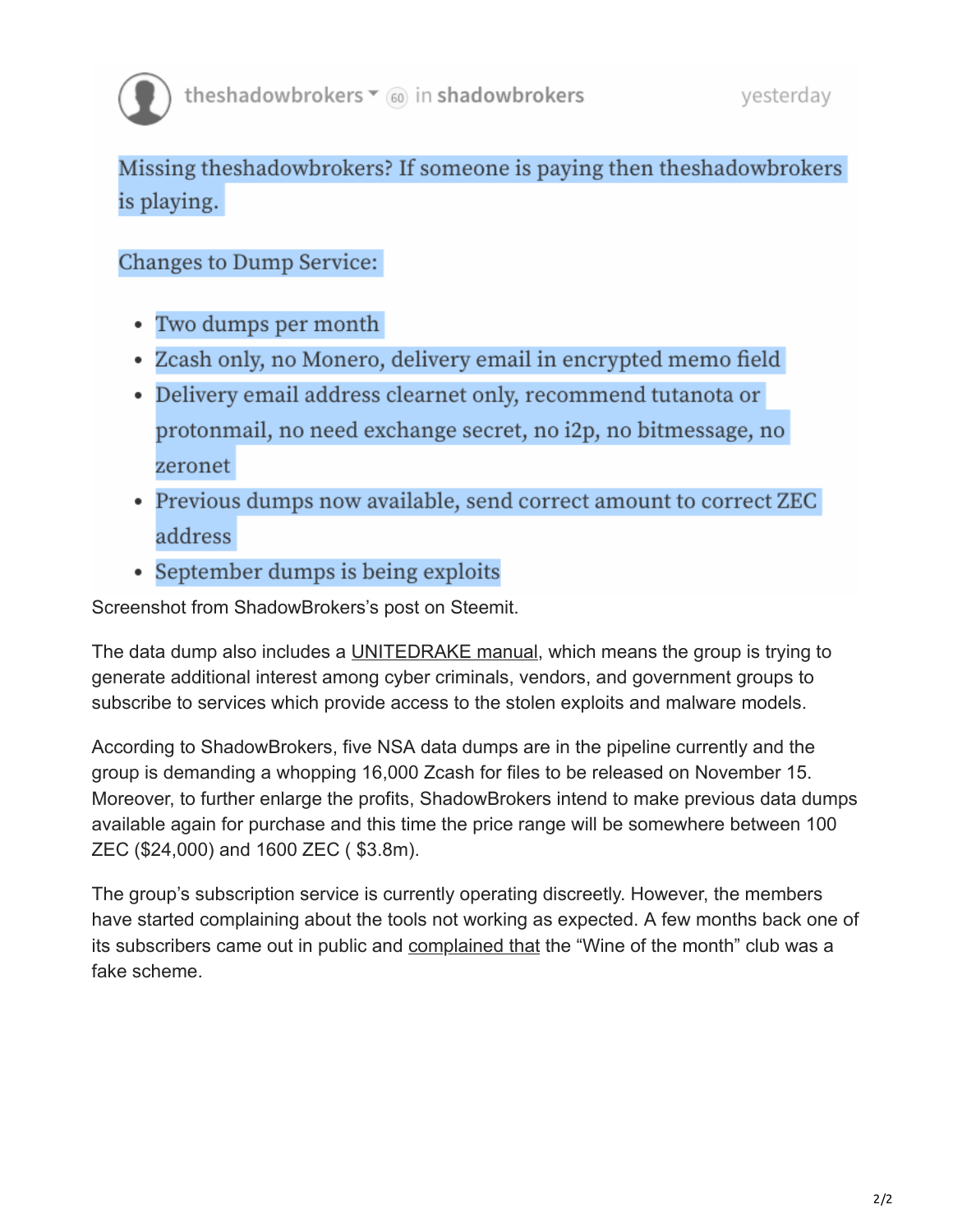theshadowbrokers (60) in shadowbrokers yesterday

Missing theshadowbrokers? If someone is paying then theshadowbrokers is playing.

Changes to Dump Service:

- Two dumps per month
- Zcash only, no Monero, delivery email in encrypted memo field
- Delivery email address clearnet only, recommend tutanota or protonmail, no need exchange secret, no i2p, no bitmessage, no zeronet
- Previous dumps now available, send correct amount to correct ZEC address
- September dumps is being exploits

Screenshot from ShadowBrokers's post on Steemit.

The data dump also includes a UNITEDRAKE manual, which means the group is trying to generate additional interest among cyber criminals, vendors, and government groups to subscribe to services which provide access to the stolen exploits and malware models.

According to ShadowBrokers, five NSA data dumps are in the pipeline currently and the group is demanding a whopping 16,000 Zcash for files to be released on November 15. Moreover, to further enlarge the profits, ShadowBrokers intend to make previous data dumps available again for purchase and this time the price range will be somewhere between 100 ZEC ($24,000) and 1600 ZEC ( $3.8m).

The group's subscription service is currently operating discreetly. However, the members have started complaining about the tools not working as expected. A few months back one of its subscribers came out in public and complained that the "Wine of the month" club was a fake scheme.